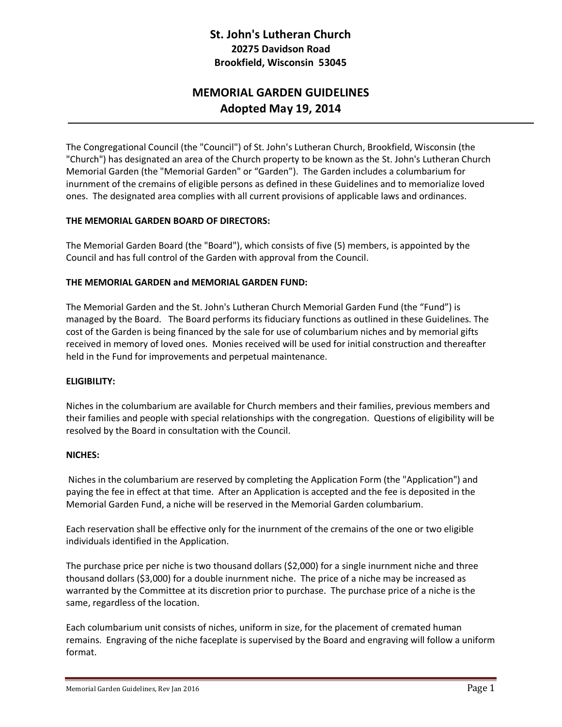# St. John's Lutheran Church

**20275 Davidson Road**
**Brookfield, Wisconsin 53045**

## MEMORIAL GARDEN GUIDELINES
## Adopted May 19, 2014

The Congregational Council (the "Council") of St. John's Lutheran Church, Brookfield, Wisconsin (the "Church") has designated an area of the Church property to be known as the St. John's Lutheran Church Memorial Garden (the "Memorial Garden" or "Garden"). The Garden includes a columbarium for inurnment of the cremains of eligible persons as defined in these Guidelines and to memorialize loved ones. The designated area complies with all current provisions of applicable laws and ordinances.

**THE MEMORIAL GARDEN BOARD OF DIRECTORS:**

The Memorial Garden Board (the "Board"), which consists of five (5) members, is appointed by the Council and has full control of the Garden with approval from the Council.

**THE MEMORIAL GARDEN and MEMORIAL GARDEN FUND:**

The Memorial Garden and the St. John's Lutheran Church Memorial Garden Fund (the "Fund") is managed by the Board. The Board performs its fiduciary functions as outlined in these Guidelines. The cost of the Garden is being financed by the sale for use of columbarium niches and by memorial gifts received in memory of loved ones. Monies received will be used for initial construction and thereafter held in the Fund for improvements and perpetual maintenance.

**ELIGIBILITY:**

Niches in the columbarium are available for Church members and their families, previous members and their families and people with special relationships with the congregation. Questions of eligibility will be resolved by the Board in consultation with the Council.

**NICHES:**

Niches in the columbarium are reserved by completing the Application Form (the "Application") and paying the fee in effect at that time. After an Application is accepted and the fee is deposited in the Memorial Garden Fund, a niche will be reserved in the Memorial Garden columbarium.

Each reservation shall be effective only for the inurnment of the cremains of the one or two eligible individuals identified in the Application.

The purchase price per niche is two thousand dollars ($2,000) for a single inurnment niche and three thousand dollars ($3,000) for a double inurnment niche. The price of a niche may be increased as warranted by the Committee at its discretion prior to purchase. The purchase price of a niche is the same, regardless of the location.

Each columbarium unit consists of niches, uniform in size, for the placement of cremated human remains. Engraving of the niche faceplate is supervised by the Board and engraving will follow a uniform format.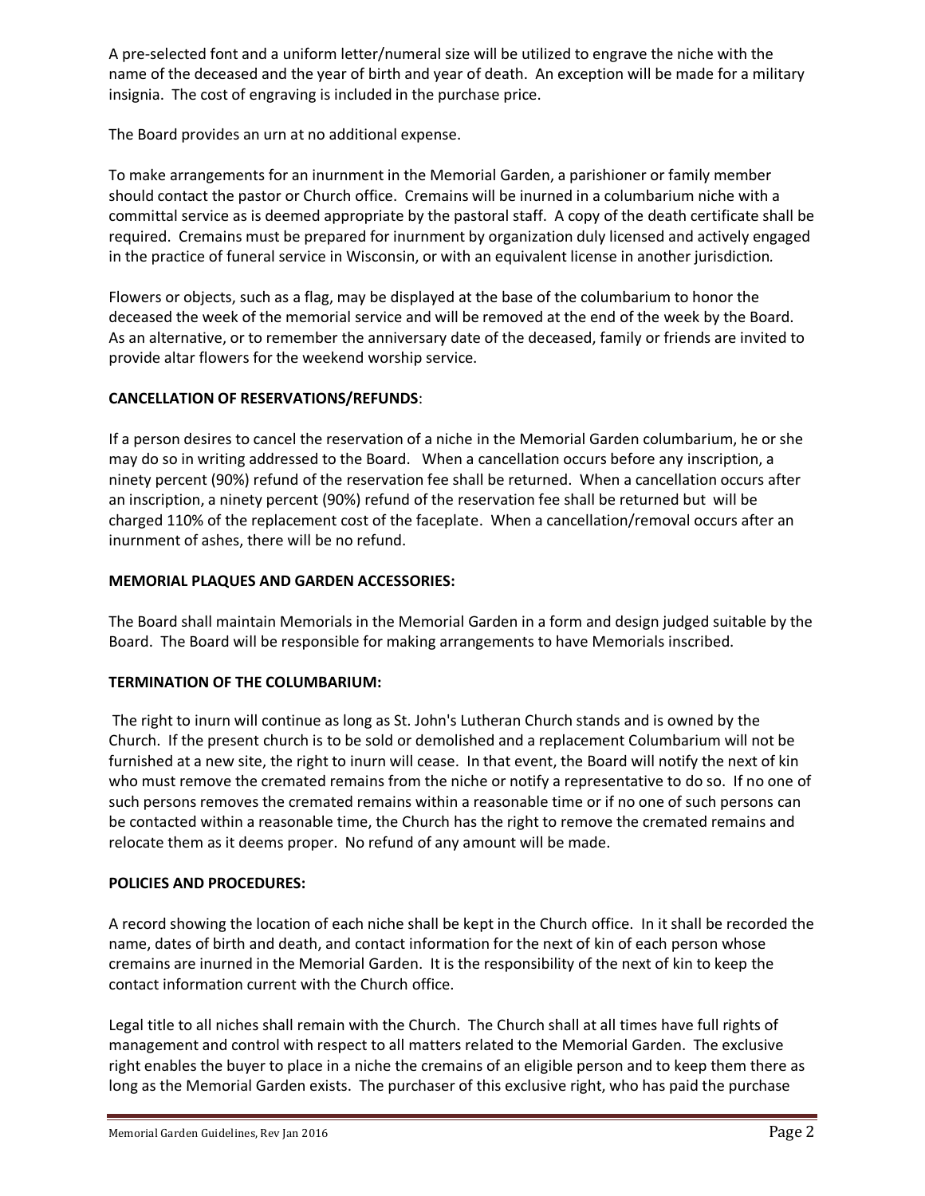A pre-selected font and a uniform letter/numeral size will be utilized to engrave the niche with the name of the deceased and the year of birth and year of death. An exception will be made for a military insignia. The cost of engraving is included in the purchase price.

The Board provides an urn at no additional expense.

To make arrangements for an inurnment in the Memorial Garden, a parishioner or family member should contact the pastor or Church office. Cremains will be inurned in a columbarium niche with a committal service as is deemed appropriate by the pastoral staff. A copy of the death certificate shall be required. Cremains must be prepared for inurnment by organization duly licensed and actively engaged in the practice of funeral service in Wisconsin, or with an equivalent license in another jurisdiction*.*

Flowers or objects, such as a flag, may be displayed at the base of the columbarium to honor the deceased the week of the memorial service and will be removed at the end of the week by the Board. As an alternative, or to remember the anniversary date of the deceased, family or friends are invited to provide altar flowers for the weekend worship service.

**CANCELLATION OF RESERVATIONS/REFUNDS**:

If a person desires to cancel the reservation of a niche in the Memorial Garden columbarium, he or she may do so in writing addressed to the Board. When a cancellation occurs before any inscription, a ninety percent (90%) refund of the reservation fee shall be returned. When a cancellation occurs after an inscription, a ninety percent (90%) refund of the reservation fee shall be returned but will be charged 110% of the replacement cost of the faceplate. When a cancellation/removal occurs after an inurnment of ashes, there will be no refund.

**MEMORIAL PLAQUES AND GARDEN ACCESSORIES:**

The Board shall maintain Memorials in the Memorial Garden in a form and design judged suitable by the Board. The Board will be responsible for making arrangements to have Memorials inscribed.

**TERMINATION OF THE COLUMBARIUM:**

The right to inurn will continue as long as St. John's Lutheran Church stands and is owned by the Church. If the present church is to be sold or demolished and a replacement Columbarium will not be furnished at a new site, the right to inurn will cease. In that event, the Board will notify the next of kin who must remove the cremated remains from the niche or notify a representative to do so. If no one of such persons removes the cremated remains within a reasonable time or if no one of such persons can be contacted within a reasonable time, the Church has the right to remove the cremated remains and relocate them as it deems proper. No refund of any amount will be made.

**POLICIES AND PROCEDURES:**

A record showing the location of each niche shall be kept in the Church office. In it shall be recorded the name, dates of birth and death, and contact information for the next of kin of each person whose cremains are inurned in the Memorial Garden. It is the responsibility of the next of kin to keep the contact information current with the Church office.

Legal title to all niches shall remain with the Church. The Church shall at all times have full rights of management and control with respect to all matters related to the Memorial Garden. The exclusive right enables the buyer to place in a niche the cremains of an eligible person and to keep them there as long as the Memorial Garden exists. The purchaser of this exclusive right, who has paid the purchase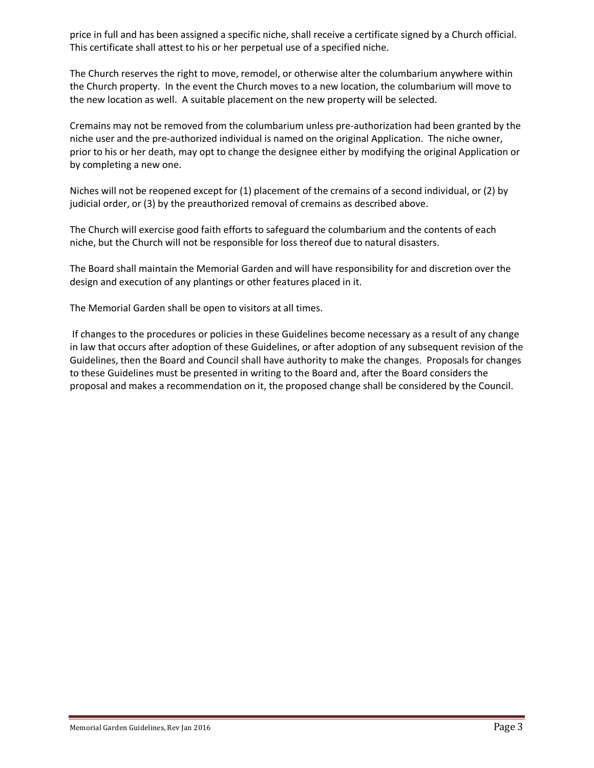price in full and has been assigned a specific niche, shall receive a certificate signed by a Church official. This certificate shall attest to his or her perpetual use of a specified niche.

The Church reserves the right to move, remodel, or otherwise alter the columbarium anywhere within the Church property. In the event the Church moves to a new location, the columbarium will move to the new location as well. A suitable placement on the new property will be selected.

Cremains may not be removed from the columbarium unless pre-authorization had been granted by the niche user and the pre-authorized individual is named on the original Application. The niche owner, prior to his or her death, may opt to change the designee either by modifying the original Application or by completing a new one.

Niches will not be reopened except for (1) placement of the cremains of a second individual, or (2) by judicial order, or (3) by the preauthorized removal of cremains as described above.

The Church will exercise good faith efforts to safeguard the columbarium and the contents of each niche, but the Church will not be responsible for loss thereof due to natural disasters.

The Board shall maintain the Memorial Garden and will have responsibility for and discretion over the design and execution of any plantings or other features placed in it.

The Memorial Garden shall be open to visitors at all times.

If changes to the procedures or policies in these Guidelines become necessary as a result of any change in law that occurs after adoption of these Guidelines, or after adoption of any subsequent revision of the Guidelines, then the Board and Council shall have authority to make the changes. Proposals for changes to these Guidelines must be presented in writing to the Board and, after the Board considers the proposal and makes a recommendation on it, the proposed change shall be considered by the Council.